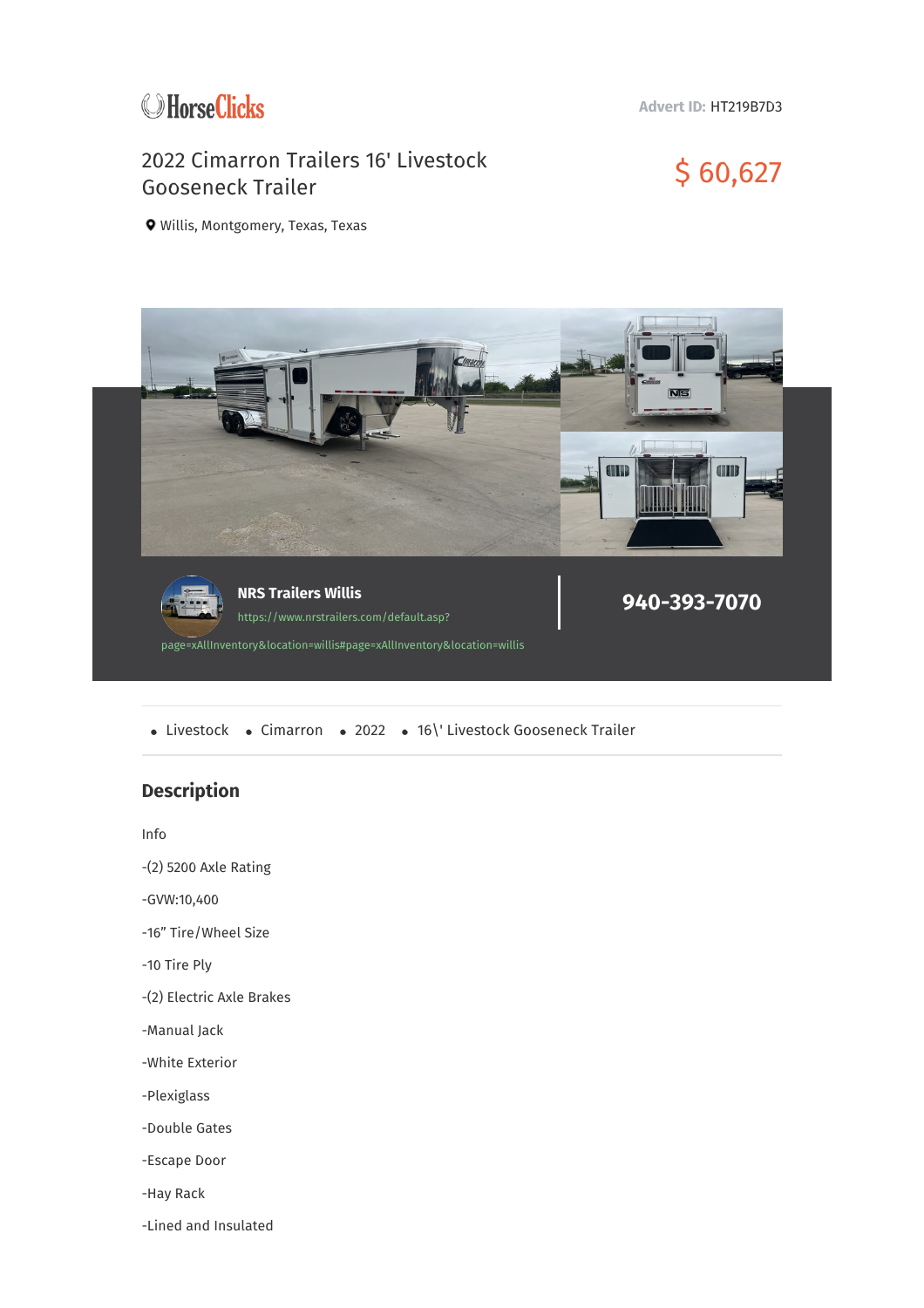HorseClicks

**Advert ID:** HT219B7D3

# 2022 Cimarron Trailers 16' Livestock Gooseneck Trailer

## $ 60,627

Willis, Montgomery, Texas, Texas

**NRS Trailers Willis**

https://www.nrstrailers.com/default.asp?page=xAllInventory&location=willis#page=xAllInventory&location=willis

**940-393-7070**

- Livestock
- Cimarron
- 2022
- 16\' Livestock Gooseneck Trailer

## Description

Info

-(2) 5200 Axle Rating

-GVW:10,400

-16” Tire/Wheel Size

-10 Tire Ply

-(2) Electric Axle Brakes

-Manual Jack

-White Exterior

-Plexiglass

-Double Gates

-Escape Door

-Hay Rack

-Lined and Insulated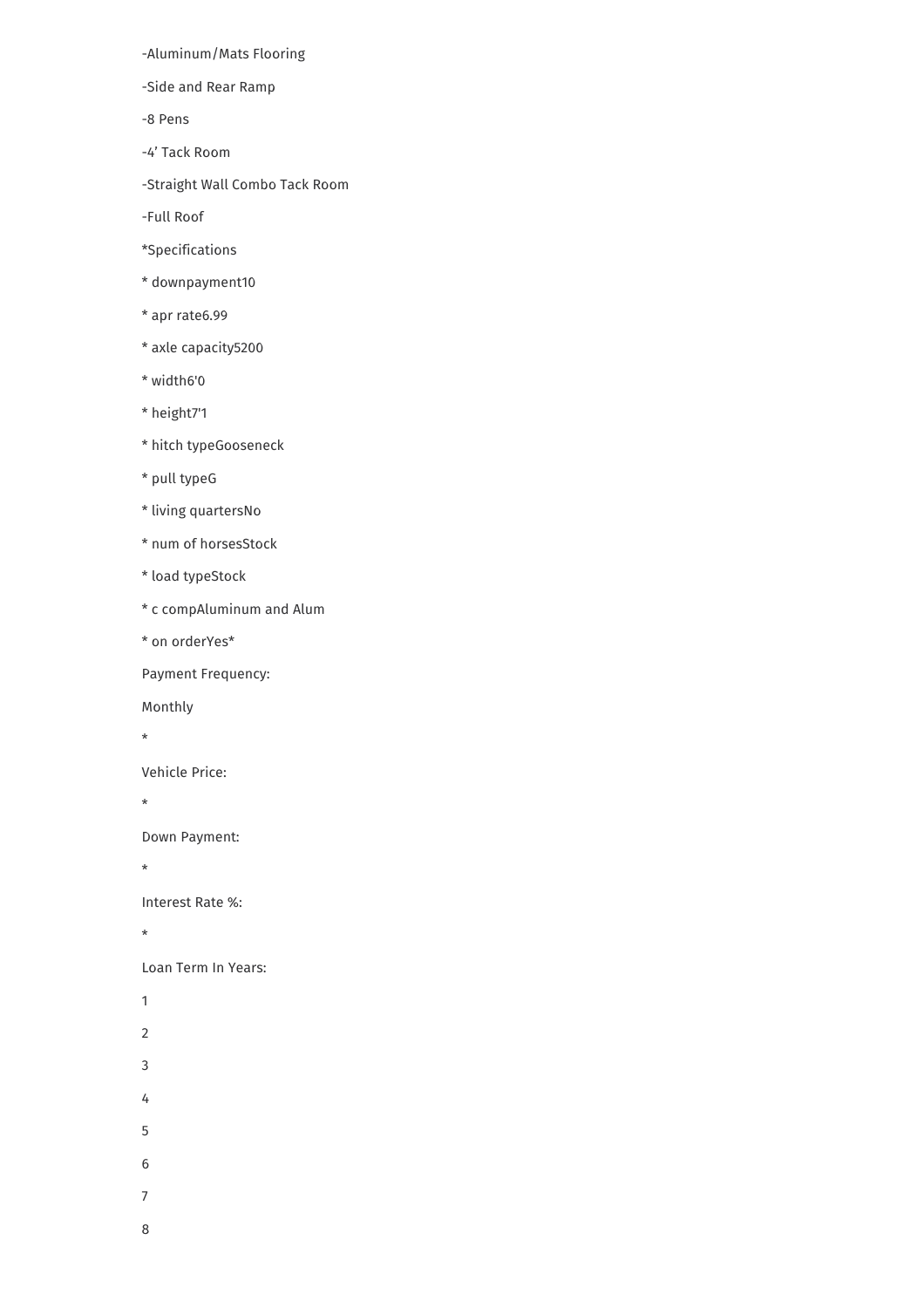-Aluminum/Mats Flooring

-Side and Rear Ramp

-8 Pens

-4' Tack Room

-Straight Wall Combo Tack Room

-Full Roof

*Specifications

* downpayment10

* apr rate6.99

* axle capacity5200

* width6'0

* height7'1

* hitch typeGooseneck

* pull typeG

* living quartersNo

* num of horsesStock

* load typeStock

* c compAluminum and Alum

* on orderYes*

Payment Frequency:

Monthly

*

Vehicle Price:

*

Down Payment:

*

Interest Rate %:

*

Loan Term In Years:

1

2

3

4

5

6

7

8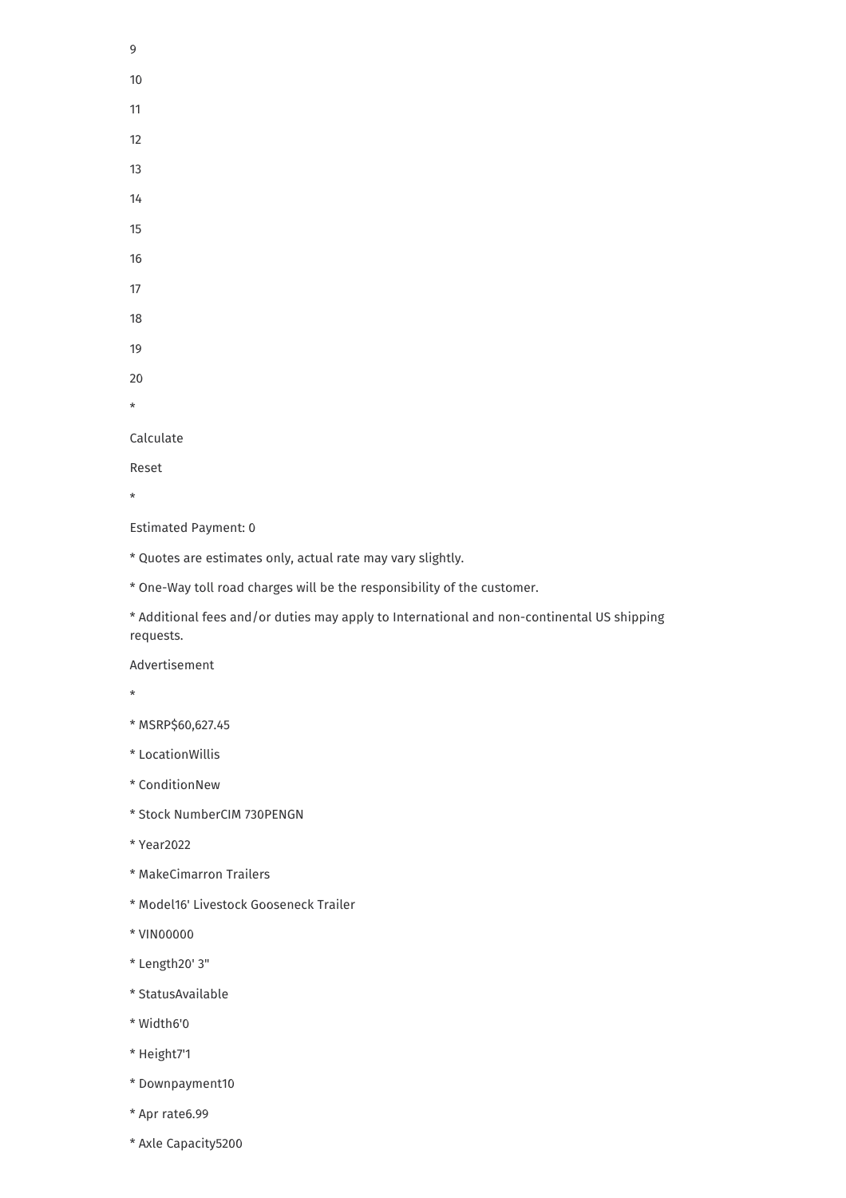9

10

11

12

13

14

15

16

17

18

19

20

*

Calculate

Reset

*

Estimated Payment: 0

* Quotes are estimates only, actual rate may vary slightly.

* One-Way toll road charges will be the responsibility of the customer.

* Additional fees and/or duties may apply to International and non-continental US shipping requests.

Advertisement

*

* MSRP$60,627.45

* LocationWillis

* ConditionNew

* Stock NumberCIM 730PENGN

* Year2022

* MakeCimarron Trailers

* Model16' Livestock Gooseneck Trailer

* VIN00000

* Length20' 3"

* StatusAvailable

* Width6'0

* Height7'1

* Downpayment10

* Apr rate6.99

* Axle Capacity5200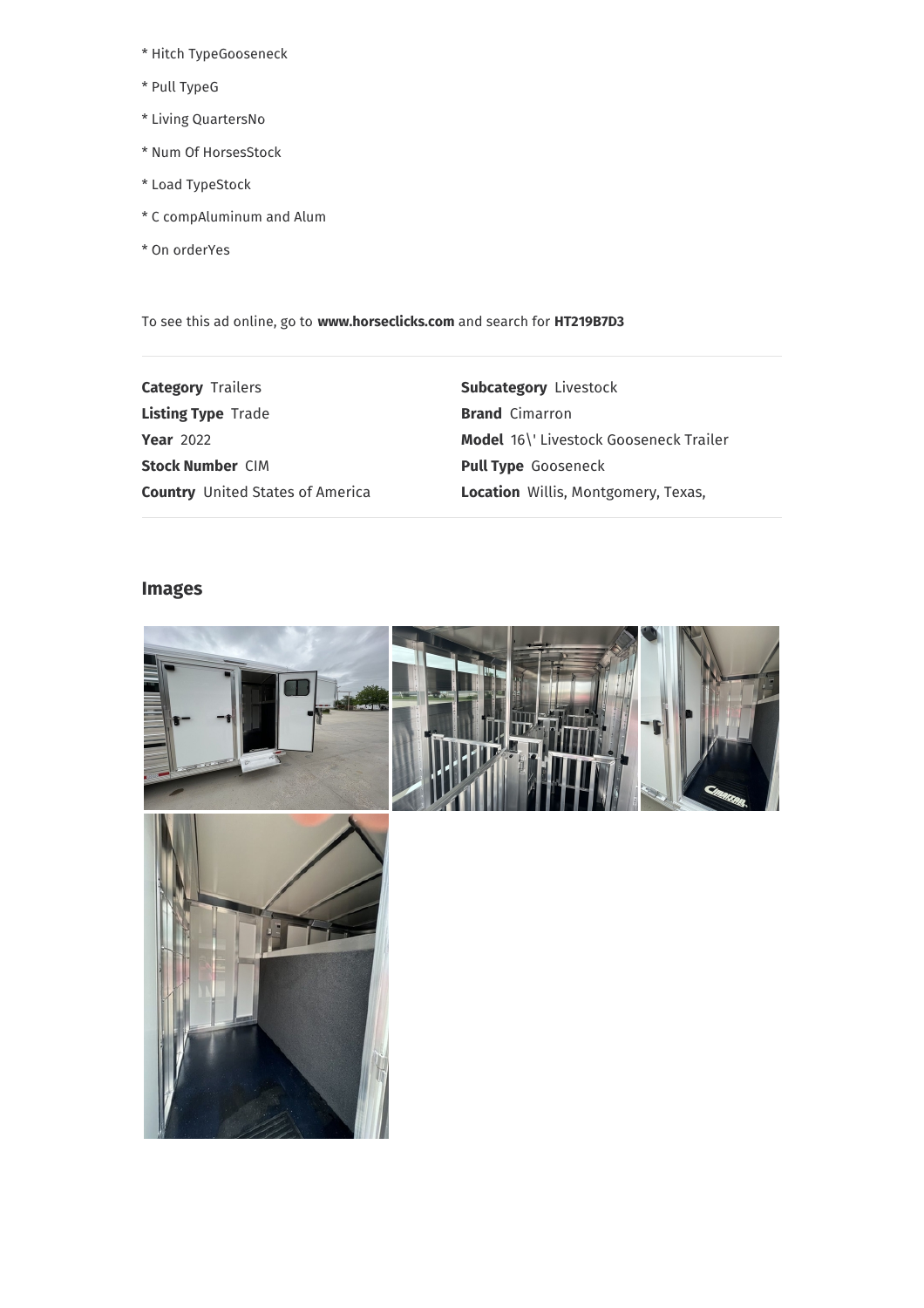* Hitch TypeGooseneck
* Pull TypeG
* Living QuartersNo
* Num Of HorsesStock
* Load TypeStock
* C compAluminum and Alum
* On orderYes

To see this ad online, go to **www.horseclicks.com** and search for **HT219B7D3**

**Category** Trailers
**Subcategory** Livestock
**Listing Type** Trade
**Brand** Cimarron
**Year** 2022
**Model** 16\' Livestock Gooseneck Trailer
**Stock Number** CIM
**Pull Type** Gooseneck
**Country** United States of America
**Location** Willis, Montgomery, Texas,

## Images